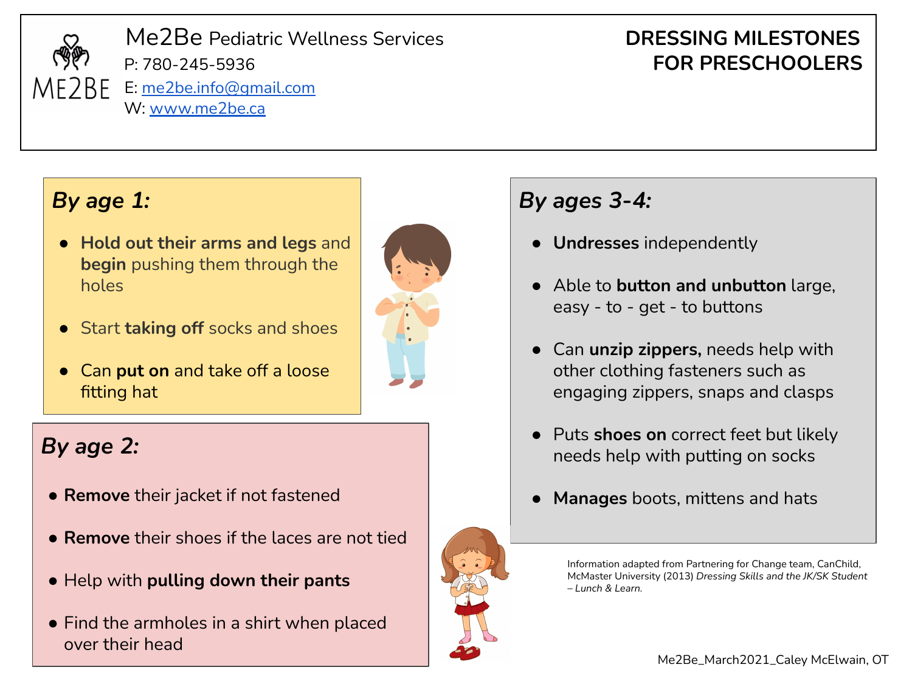Me2Be Pediatric Wellness Services
P: 780-245-5936
E: me2be.info@gmail.com
W: www.me2be.ca

# DRESSING MILESTONES FOR PRESCHOOLERS

## *By age 1:*

- **Hold out their arms and legs** and **begin** pushing them through the holes
- Start **taking off** socks and shoes
- Can **put on** and take off a loose fitting hat

## *By age 2:*

- **Remove** their jacket if not fastened
- **Remove** their shoes if the laces are not tied
- Help with **pulling down their pants**
- Find the armholes in a shirt when placed over their head

## *By ages 3-4:*

- **Undresses** independently
- Able to **button and unbutton** large, easy - to - get - to buttons
- Can **unzip zippers,** needs help with other clothing fasteners such as engaging zippers, snaps and clasps
- Puts **shoes on** correct feet but likely needs help with putting on socks
- **Manages** boots, mittens and hats

Information adapted from Partnering for Change team, CanChild, McMaster University (2013) *Dressing Skills and the JK/SK Student – Lunch & Learn.*

Me2Be_March2021_Caley McElwain, OT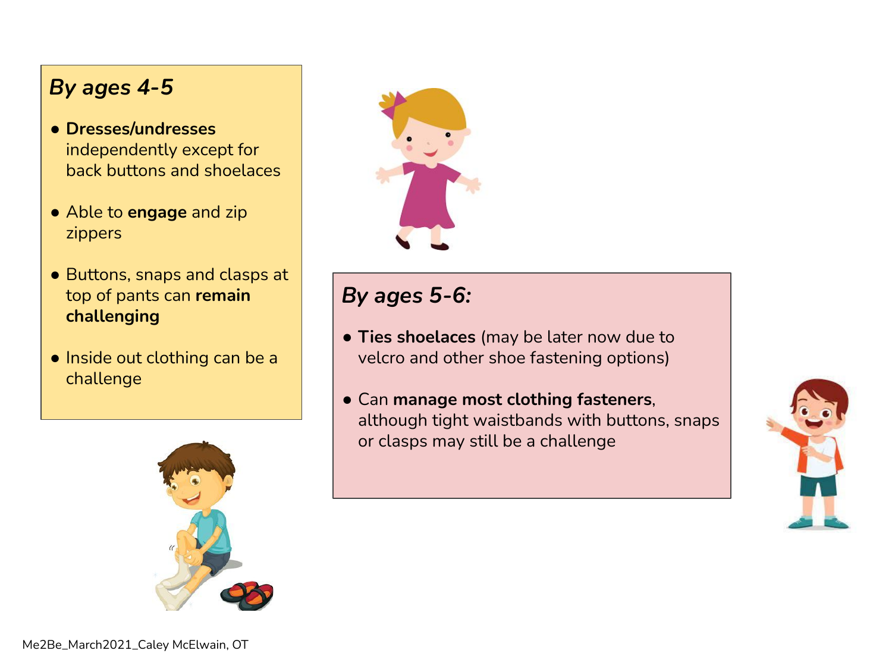## *By ages 4-5*

- **Dresses/undresses** independently except for back buttons and shoelaces
- Able to **engage** and zip zippers
- Buttons, snaps and clasps at top of pants can **remain challenging**
- Inside out clothing can be a challenge

## *By ages 5-6:*

- **Ties shoelaces** (may be later now due to velcro and other shoe fastening options)
- Can **manage most clothing fasteners**, although tight waistbands with buttons, snaps or clasps may still be a challenge

Me2Be_March2021_Caley McElwain, OT